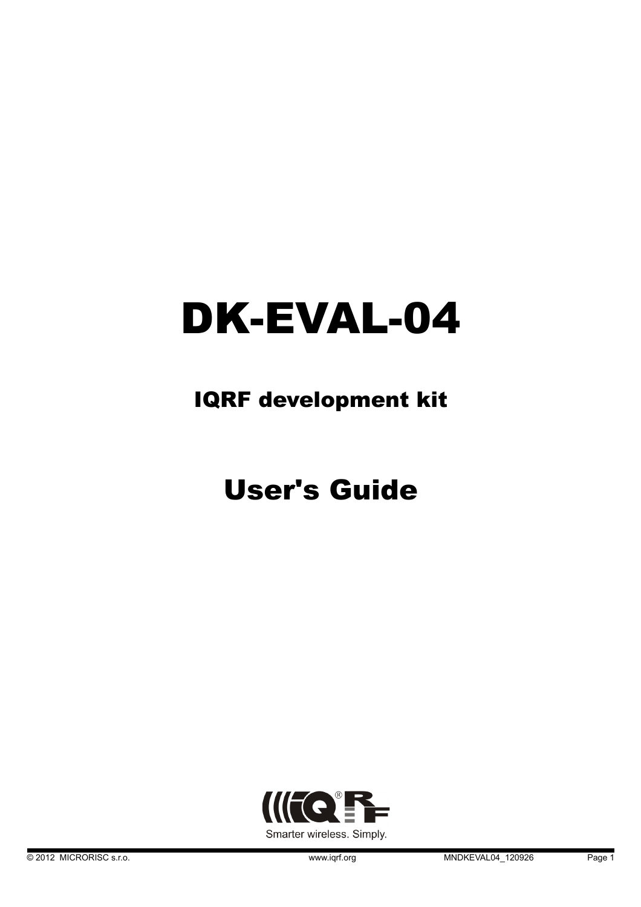# DK-EVAL-04

## IQRF development kit

# User's Guide

Smarter wireless. Simply.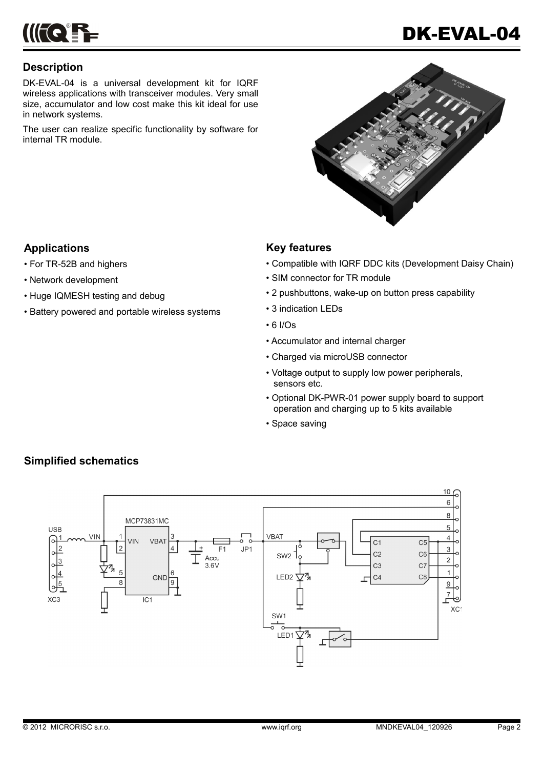## Description

DK-EVAL-04 is a universal development kit for IQRF wireless applications with transceiver modules. Very small size, accumulator and low cost make this kit ideal for use in network systems.

The user can realize specific functionality by software for internal TR module.

## Applications

- For TR-52B and highers
- Network development
- Huge IQMESH testing and debug
- Battery powered and portable wireless systems

## Key features

- Compatible with IQRF DDC kits (Development Daisy Chain)
- SIM connector for TR module
- 2 pushbuttons, wake-up on button press capability
- 3 indication LEDs
- 6 I/Os
- Accumulator and internal charger
- Charged via microUSB connector
- Voltage output to supply low power peripherals, sensors etc.
- Optional DK-PWR-01 power supply board to support operation and charging up to 5 kits available
- Space saving

## Simplified schematics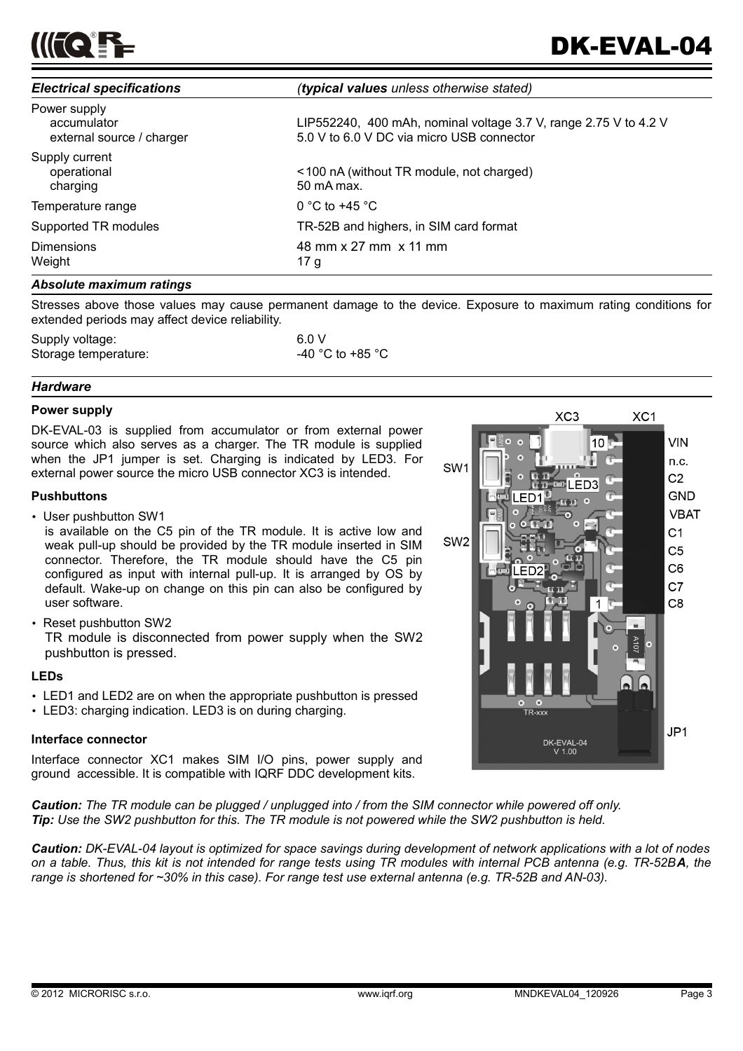## Electrical specifications

*(**typical values** unless otherwise stated)*

| | |
|---|---|
| Power supply | |
| accumulator | LIP552240, 400 mAh, nominal voltage 3.7 V, range 2.75 V to 4.2 V |
| external source / charger | 5.0 V to 6.0 V DC via micro USB connector |
| Supply current | |
| operational | <100 nA (without TR module, not charged) |
| charging | 50 mA max. |
| Temperature range | 0 °C to +45 °C |
| Supported TR modules | TR-52B and highers, in SIM card format |
| Dimensions | 48 mm x 27 mm x 11 mm |
| Weight | 17 g |

## Absolute maximum ratings

Stresses above those values may cause permanent damage to the device. Exposure to maximum rating conditions for extended periods may affect device reliability.

| | |
|---|---|
| Supply voltage: | 6.0 V |
| Storage temperature: | -40 °C to +85 °C |

## Hardware

### Power supply

DK-EVAL-03 is supplied from accumulator or from external power source which also serves as a charger. The TR module is supplied when the JP1 jumper is set. Charging is indicated by LED3. For external power source the micro USB connector XC3 is intended.

### Pushbuttons

- User pushbutton SW1
  is available on the C5 pin of the TR module. It is active low and weak pull-up should be provided by the TR module inserted in SIM connector. Therefore, the TR module should have the C5 pin configured as input with internal pull-up. It is arranged by OS by default. Wake-up on change on this pin can also be configured by user software.
- Reset pushbutton SW2
  TR module is disconnected from power supply when the SW2 pushbutton is pressed.

### LEDs

- LED1 and LED2 are on when the appropriate pushbutton is pressed
- LED3: charging indication. LED3 is on during charging.

### Interface connector

Interface connector XC1 makes SIM I/O pins, power supply and ground accessible. It is compatible with IQRF DDC development kits.

XC3, XC1, SW1, SW2, LED1, LED2, LED3, 10, 1, VIN, n.c., C2, GND, VBAT, C1, C5, C6, C7, C8, TR-xxx, JP1, DK-EVAL-04 V 1.00

***Caution:*** *The TR module can be plugged / unplugged into / from the SIM connector while powered off only.*
***Tip:*** *Use the SW2 pushbutton for this. The TR module is not powered while the SW2 pushbutton is held.*

***Caution:*** *DK-EVAL-04 layout is optimized for space savings during development of network applications with a lot of nodes on a table. Thus, this kit is not intended for range tests using TR modules with internal PCB antenna (e.g. TR-52B**A**, the range is shortened for ~30% in this case). For range test use external antenna (e.g. TR-52B and AN-03).*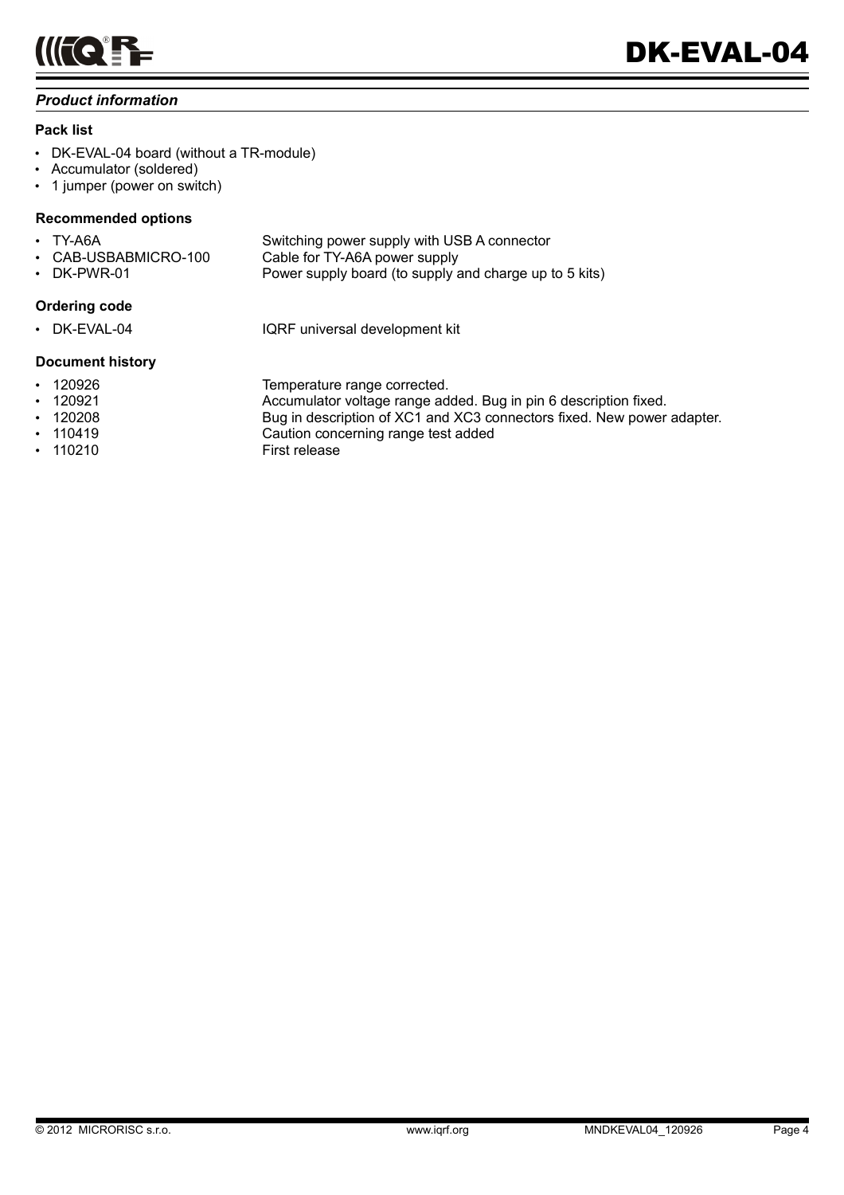## *Product information*

### Pack list

- DK-EVAL-04 board (without a TR-module)
- Accumulator (soldered)
- 1 jumper (power on switch)

### Recommended options

| | |
|---|---|
| • TY-A6A | Switching power supply with USB A connector |
| • CAB-USBABMICRO-100 | Cable for TY-A6A power supply |
| • DK-PWR-01 | Power supply board (to supply and charge up to 5 kits) |

### Ordering code

| | |
|---|---|
| • DK-EVAL-04 | IQRF universal development kit |

### Document history

| | |
|---|---|
| • 120926 | Temperature range corrected. |
| • 120921 | Accumulator voltage range added. Bug in pin 6 description fixed. |
| • 120208 | Bug in description of XC1 and XC3 connectors fixed. New power adapter. |
| • 110419 | Caution concerning range test added |
| • 110210 | First release |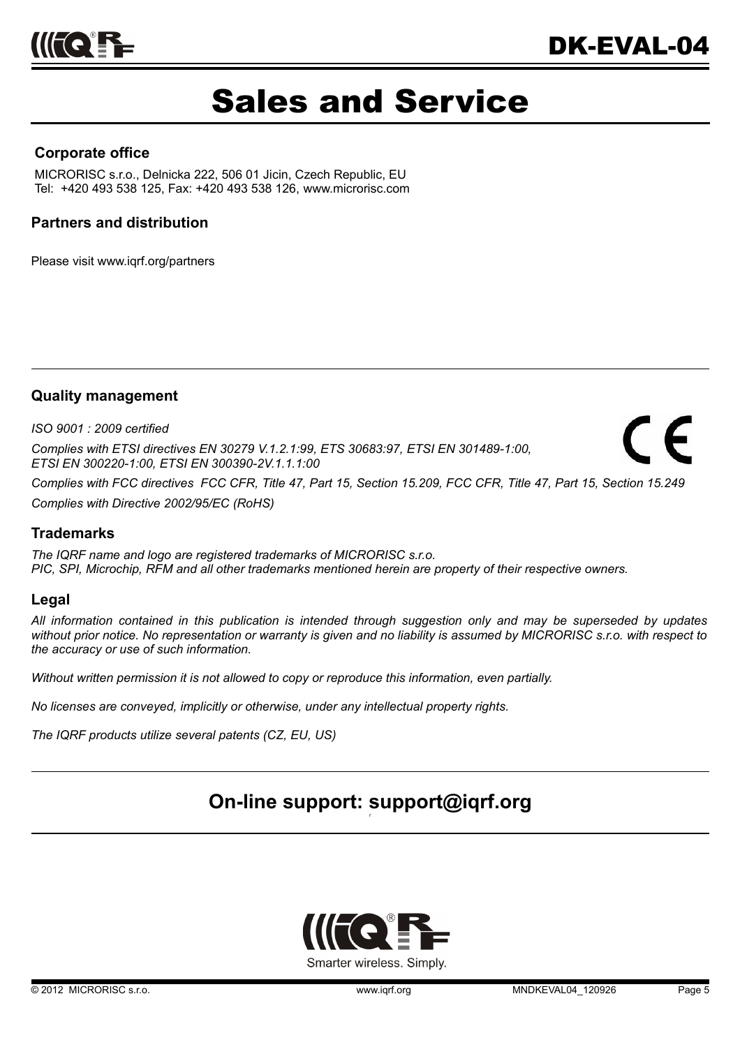# Sales and Service

**Corporate office**

MICRORISC s.r.o., Delnicka 222, 506 01 Jicin, Czech Republic, EU
Tel: +420 493 538 125, Fax: +420 493 538 126, www.microrisc.com

**Partners and distribution**

Please visit www.iqrf.org/partners

**Quality management**

*ISO 9001 : 2009 certified*

*Complies with ETSI directives EN 30279 V.1.2.1:99, ETS 30683:97, ETSI EN 301489-1:00, ETSI EN 300220-1:00, ETSI EN 300390-2V.1.1.1:00*

*Complies with FCC directives FCC CFR, Title 47, Part 15, Section 15.209, FCC CFR, Title 47, Part 15, Section 15.249*

*Complies with Directive 2002/95/EC (RoHS)*

**Trademarks**

*The IQRF name and logo are registered trademarks of MICRORISC s.r.o.*
*PIC, SPI, Microchip, RFM and all other trademarks mentioned herein are property of their respective owners.*

**Legal**

*All information contained in this publication is intended through suggestion only and may be superseded by updates without prior notice. No representation or warranty is given and no liability is assumed by MICRORISC s.r.o. with respect to the accuracy or use of such information.*

*Without written permission it is not allowed to copy or reproduce this information, even partially.*

*No licenses are conveyed, implicitly or otherwise, under any intellectual property rights.*

*The IQRF products utilize several patents (CZ, EU, US)*

**On-line support: support@iqrf.org**

Smarter wireless. Simply.